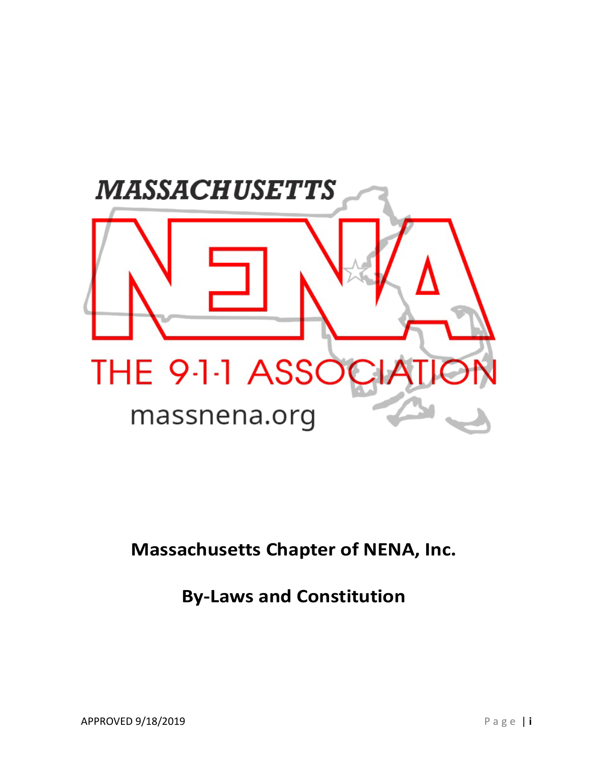MASSACHUSETTS

NENA

THE 9-1-1 ASSOCIATION

massnena.org

# Massachusetts Chapter of NENA, Inc.

# By-Laws and Constitution

APPROVED 9/18/2019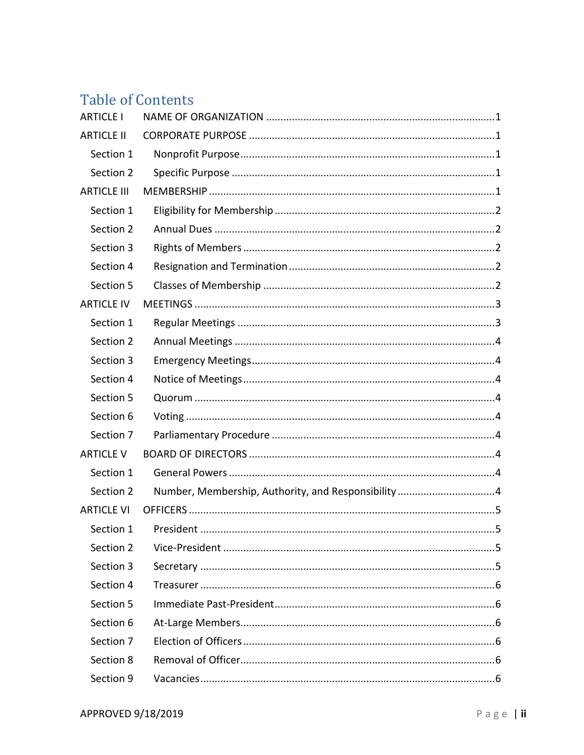## Table of Contents

ARTICLE I NAME OF ORGANIZATION ........................................................................................1

ARTICLE II CORPORATE PURPOSE ........................................................................................1

- Section 1 Nonprofit Purpose ........................................................................................1
- Section 2 Specific Purpose ........................................................................................1

ARTICLE III MEMBERSHIP ........................................................................................1

- Section 1 Eligibility for Membership ........................................................................................2
- Section 2 Annual Dues ........................................................................................2
- Section 3 Rights of Members ........................................................................................2
- Section 4 Resignation and Termination ........................................................................................2
- Section 5 Classes of Membership ........................................................................................2

ARTICLE IV MEETINGS ........................................................................................3

- Section 1 Regular Meetings ........................................................................................3
- Section 2 Annual Meetings ........................................................................................4
- Section 3 Emergency Meetings ........................................................................................4
- Section 4 Notice of Meetings ........................................................................................4
- Section 5 Quorum ........................................................................................4
- Section 6 Voting ........................................................................................4
- Section 7 Parliamentary Procedure ........................................................................................4

ARTICLE V BOARD OF DIRECTORS ........................................................................................4

- Section 1 General Powers ........................................................................................4
- Section 2 Number, Membership, Authority, and Responsibility ........................................................................................4

ARTICLE VI OFFICERS ........................................................................................5

- Section 1 President ........................................................................................5
- Section 2 Vice-President ........................................................................................5
- Section 3 Secretary ........................................................................................5
- Section 4 Treasurer ........................................................................................6
- Section 5 Immediate Past-President ........................................................................................6
- Section 6 At-Large Members ........................................................................................6
- Section 7 Election of Officers ........................................................................................6
- Section 8 Removal of Officer ........................................................................................6
- Section 9 Vacancies ........................................................................................6

APPROVED 9/18/2019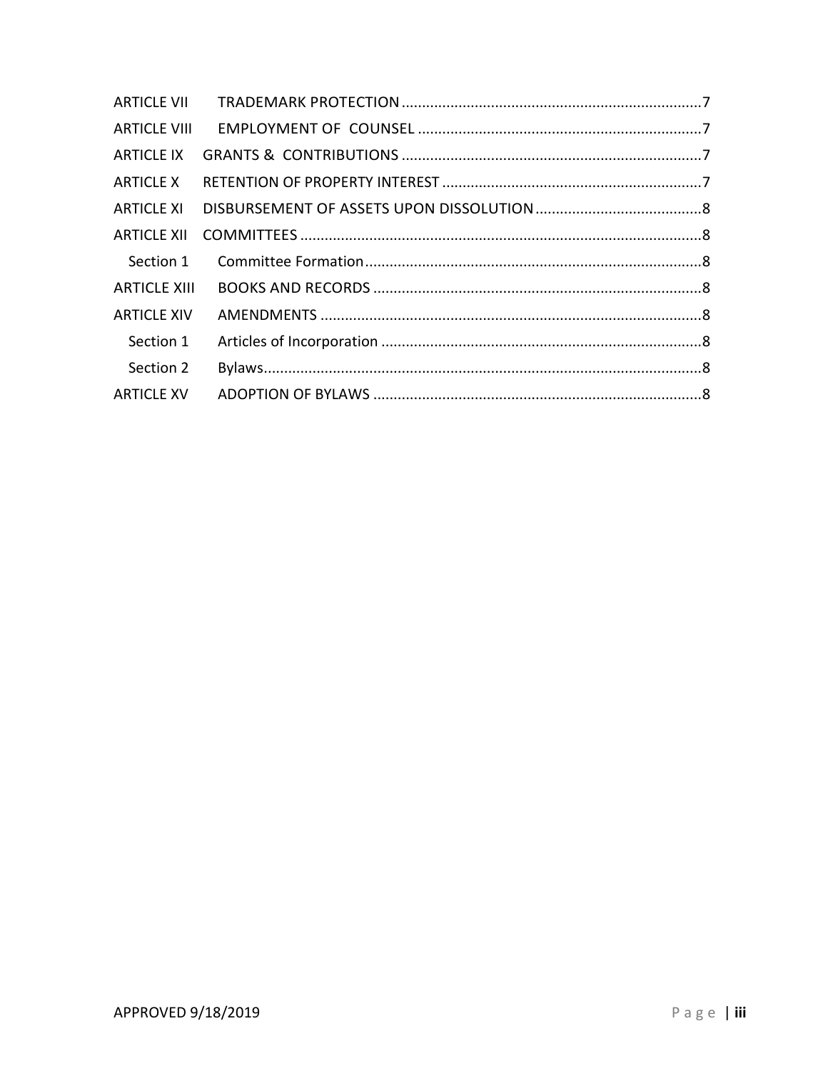ARTICLE VII TRADEMARK PROTECTION ........................................................................ 7

ARTICLE VIII EMPLOYMENT OF COUNSEL .................................................................... 7

ARTICLE IX GRANTS & CONTRIBUTIONS ........................................................................ 7

ARTICLE X RETENTION OF PROPERTY INTEREST ............................................................. 7

ARTICLE XI DISBURSEMENT OF ASSETS UPON DISSOLUTION ....................................... 8

ARTICLE XII COMMITTEES ................................................................................................ 8

Section 1 Committee Formation ................................................................................ 8

ARTICLE XIII BOOKS AND RECORDS .................................................................................. 8

ARTICLE XIV AMENDMENTS ............................................................................................ 8

Section 1 Articles of Incorporation ............................................................................ 8

Section 2 Bylaws.......................................................................................................... 8

ARTICLE XV ADOPTION OF BYLAWS ................................................................................ 8

APPROVED 9/18/2019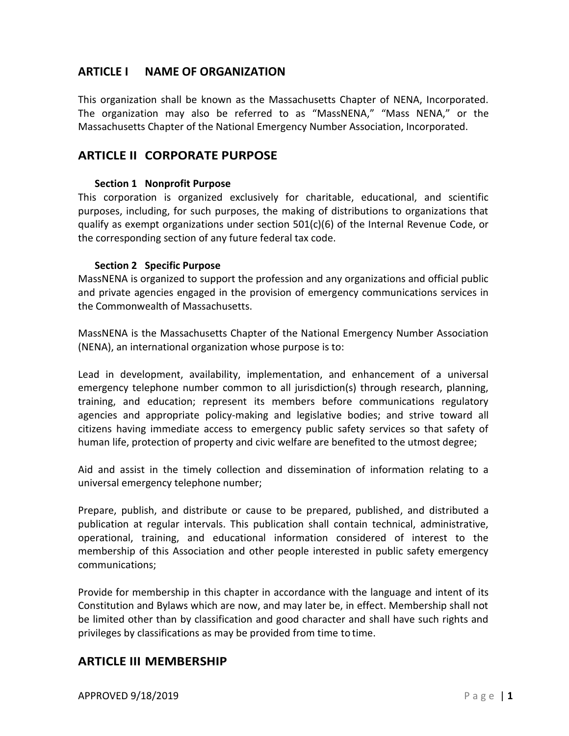## ARTICLE I NAME OF ORGANIZATION

This organization shall be known as the Massachusetts Chapter of NENA, Incorporated. The organization may also be referred to as "MassNENA," "Mass NENA," or the Massachusetts Chapter of the National Emergency Number Association, Incorporated.

## ARTICLE II CORPORATE PURPOSE

### Section 1 Nonprofit Purpose

This corporation is organized exclusively for charitable, educational, and scientific purposes, including, for such purposes, the making of distributions to organizations that qualify as exempt organizations under section 501(c)(6) of the Internal Revenue Code, or the corresponding section of any future federal tax code.

### Section 2 Specific Purpose

MassNENA is organized to support the profession and any organizations and official public and private agencies engaged in the provision of emergency communications services in the Commonwealth of Massachusetts.

MassNENA is the Massachusetts Chapter of the National Emergency Number Association (NENA), an international organization whose purpose is to:

Lead in development, availability, implementation, and enhancement of a universal emergency telephone number common to all jurisdiction(s) through research, planning, training, and education; represent its members before communications regulatory agencies and appropriate policy-making and legislative bodies; and strive toward all citizens having immediate access to emergency public safety services so that safety of human life, protection of property and civic welfare are benefited to the utmost degree;

Aid and assist in the timely collection and dissemination of information relating to a universal emergency telephone number;

Prepare, publish, and distribute or cause to be prepared, published, and distributed a publication at regular intervals. This publication shall contain technical, administrative, operational, training, and educational information considered of interest to the membership of this Association and other people interested in public safety emergency communications;

Provide for membership in this chapter in accordance with the language and intent of its Constitution and Bylaws which are now, and may later be, in effect. Membership shall not be limited other than by classification and good character and shall have such rights and privileges by classifications as may be provided from time to time.

## ARTICLE III MEMBERSHIP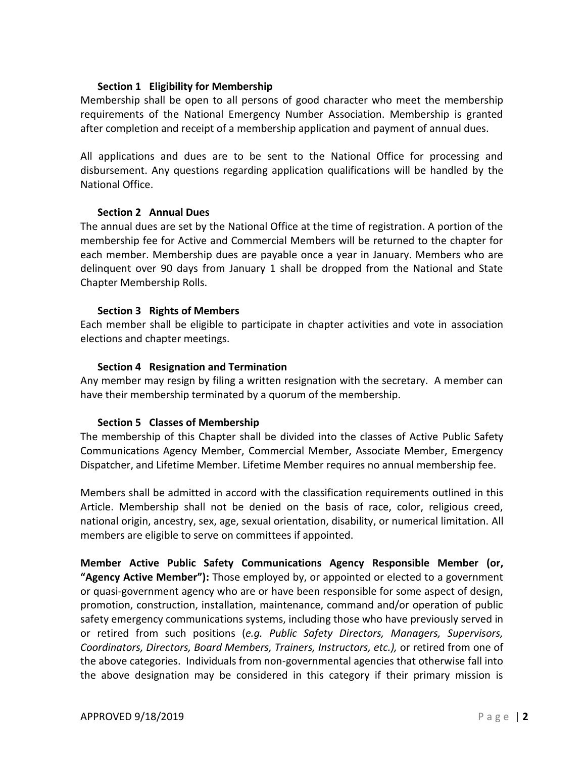### Section 1 Eligibility for Membership

Membership shall be open to all persons of good character who meet the membership requirements of the National Emergency Number Association. Membership is granted after completion and receipt of a membership application and payment of annual dues.

All applications and dues are to be sent to the National Office for processing and disbursement. Any questions regarding application qualifications will be handled by the National Office.

### Section 2 Annual Dues

The annual dues are set by the National Office at the time of registration. A portion of the membership fee for Active and Commercial Members will be returned to the chapter for each member. Membership dues are payable once a year in January. Members who are delinquent over 90 days from January 1 shall be dropped from the National and State Chapter Membership Rolls.

### Section 3 Rights of Members

Each member shall be eligible to participate in chapter activities and vote in association elections and chapter meetings.

### Section 4 Resignation and Termination

Any member may resign by filing a written resignation with the secretary. A member can have their membership terminated by a quorum of the membership.

### Section 5 Classes of Membership

The membership of this Chapter shall be divided into the classes of Active Public Safety Communications Agency Member, Commercial Member, Associate Member, Emergency Dispatcher, and Lifetime Member. Lifetime Member requires no annual membership fee.

Members shall be admitted in accord with the classification requirements outlined in this Article. Membership shall not be denied on the basis of race, color, religious creed, national origin, ancestry, sex, age, sexual orientation, disability, or numerical limitation. All members are eligible to serve on committees if appointed.

**Member Active Public Safety Communications Agency Responsible Member (or, "Agency Active Member"):** Those employed by, or appointed or elected to a government or quasi-government agency who are or have been responsible for some aspect of design, promotion, construction, installation, maintenance, command and/or operation of public safety emergency communications systems, including those who have previously served in or retired from such positions (*e.g. Public Safety Directors, Managers, Supervisors, Coordinators, Directors, Board Members, Trainers, Instructors, etc.),* or retired from one of the above categories. Individuals from non-governmental agencies that otherwise fall into the above designation may be considered in this category if their primary mission is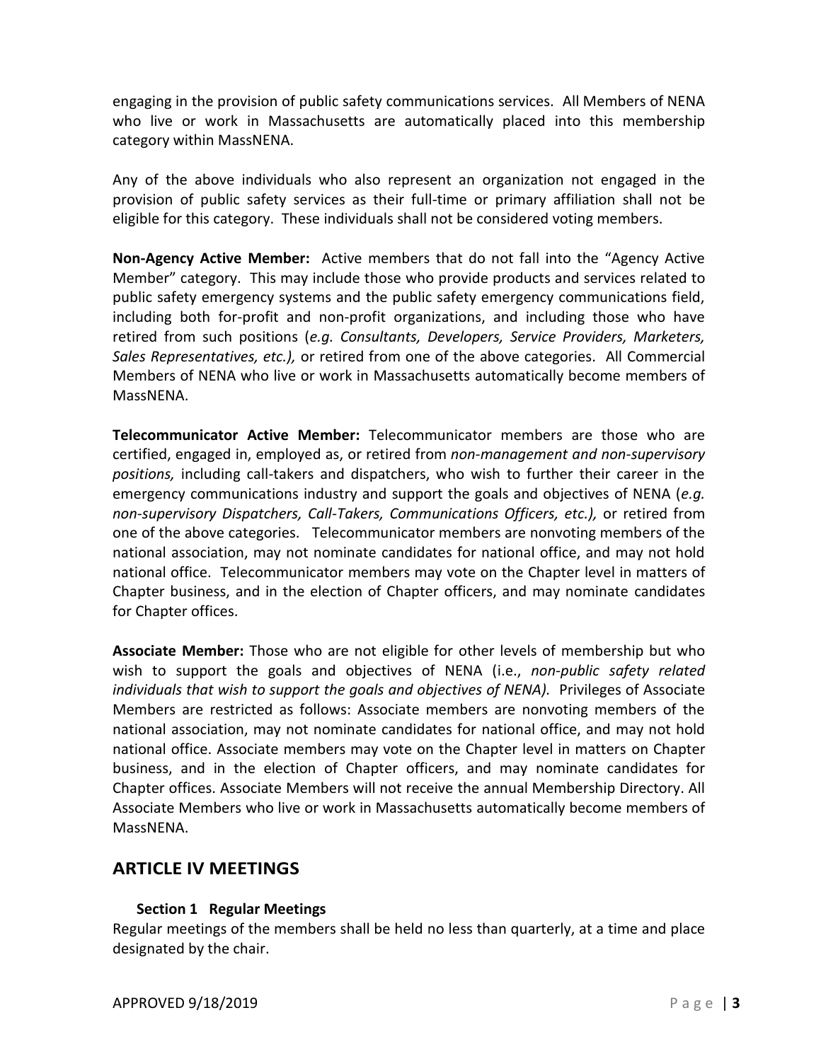engaging in the provision of public safety communications services. All Members of NENA who live or work in Massachusetts are automatically placed into this membership category within MassNENA.

Any of the above individuals who also represent an organization not engaged in the provision of public safety services as their full-time or primary affiliation shall not be eligible for this category. These individuals shall not be considered voting members.

**Non-Agency Active Member:** Active members that do not fall into the "Agency Active Member" category. This may include those who provide products and services related to public safety emergency systems and the public safety emergency communications field, including both for-profit and non-profit organizations, and including those who have retired from such positions (*e.g. Consultants, Developers, Service Providers, Marketers, Sales Representatives, etc.),* or retired from one of the above categories. All Commercial Members of NENA who live or work in Massachusetts automatically become members of MassNENA.

**Telecommunicator Active Member:** Telecommunicator members are those who are certified, engaged in, employed as, or retired from *non-management and non-supervisory positions,* including call-takers and dispatchers, who wish to further their career in the emergency communications industry and support the goals and objectives of NENA (*e.g. non-supervisory Dispatchers, Call-Takers, Communications Officers, etc.),* or retired from one of the above categories. Telecommunicator members are nonvoting members of the national association, may not nominate candidates for national office, and may not hold national office. Telecommunicator members may vote on the Chapter level in matters of Chapter business, and in the election of Chapter officers, and may nominate candidates for Chapter offices.

**Associate Member:** Those who are not eligible for other levels of membership but who wish to support the goals and objectives of NENA (i.e., *non-public safety related individuals that wish to support the goals and objectives of NENA).* Privileges of Associate Members are restricted as follows: Associate members are nonvoting members of the national association, may not nominate candidates for national office, and may not hold national office. Associate members may vote on the Chapter level in matters on Chapter business, and in the election of Chapter officers, and may nominate candidates for Chapter offices. Associate Members will not receive the annual Membership Directory. All Associate Members who live or work in Massachusetts automatically become members of MassNENA.

## ARTICLE IV MEETINGS

### Section 1 Regular Meetings

Regular meetings of the members shall be held no less than quarterly, at a time and place designated by the chair.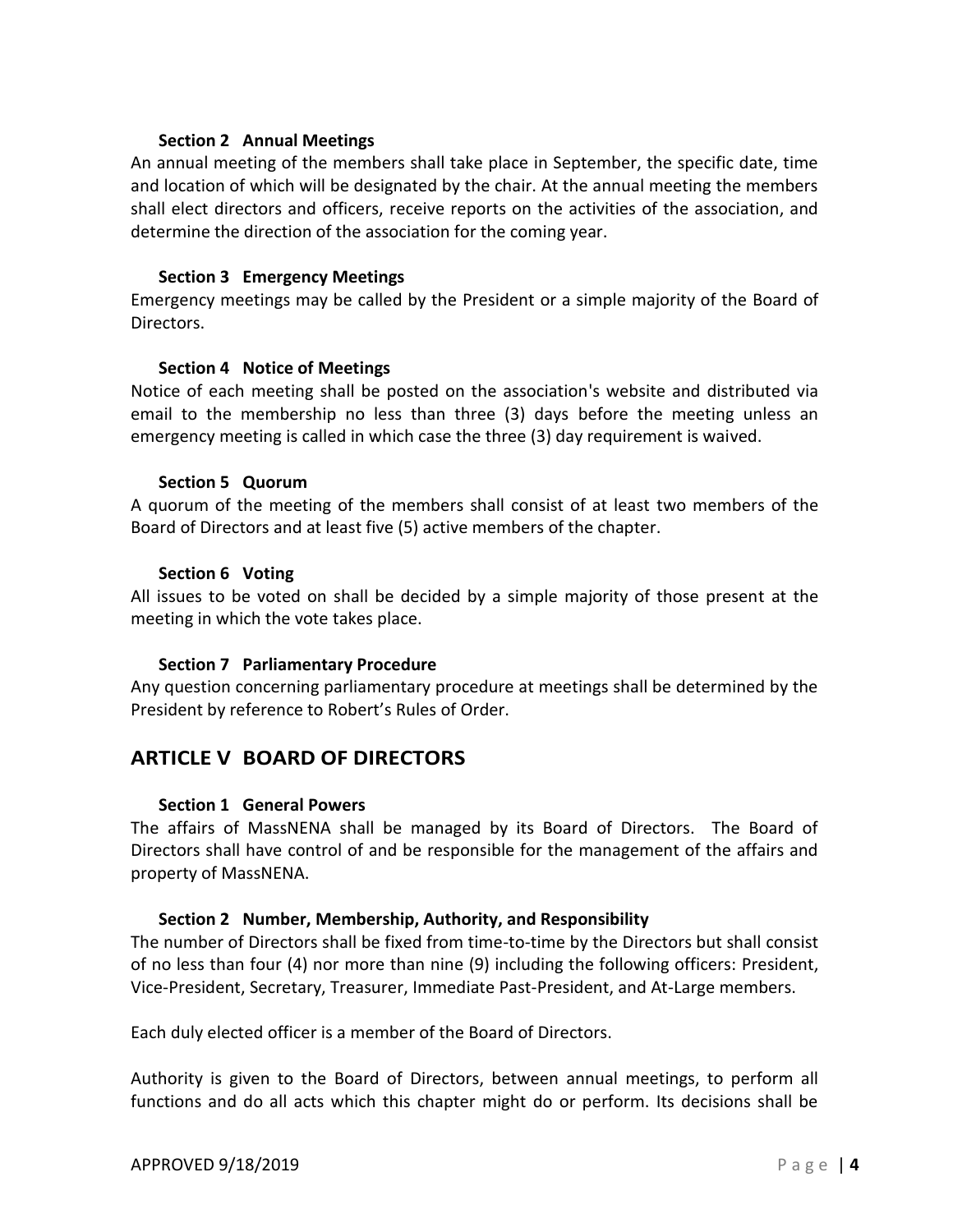### Section 2 Annual Meetings

An annual meeting of the members shall take place in September, the specific date, time and location of which will be designated by the chair. At the annual meeting the members shall elect directors and officers, receive reports on the activities of the association, and determine the direction of the association for the coming year.

### Section 3 Emergency Meetings

Emergency meetings may be called by the President or a simple majority of the Board of Directors.

### Section 4 Notice of Meetings

Notice of each meeting shall be posted on the association's website and distributed via email to the membership no less than three (3) days before the meeting unless an emergency meeting is called in which case the three (3) day requirement is waived.

### Section 5 Quorum

A quorum of the meeting of the members shall consist of at least two members of the Board of Directors and at least five (5) active members of the chapter.

### Section 6 Voting

All issues to be voted on shall be decided by a simple majority of those present at the meeting in which the vote takes place.

### Section 7 Parliamentary Procedure

Any question concerning parliamentary procedure at meetings shall be determined by the President by reference to Robert's Rules of Order.

## ARTICLE V BOARD OF DIRECTORS

### Section 1 General Powers

The affairs of MassNENA shall be managed by its Board of Directors. The Board of Directors shall have control of and be responsible for the management of the affairs and property of MassNENA.

### Section 2 Number, Membership, Authority, and Responsibility

The number of Directors shall be fixed from time-to-time by the Directors but shall consist of no less than four (4) nor more than nine (9) including the following officers: President, Vice-President, Secretary, Treasurer, Immediate Past-President, and At-Large members.

Each duly elected officer is a member of the Board of Directors.

Authority is given to the Board of Directors, between annual meetings, to perform all functions and do all acts which this chapter might do or perform. Its decisions shall be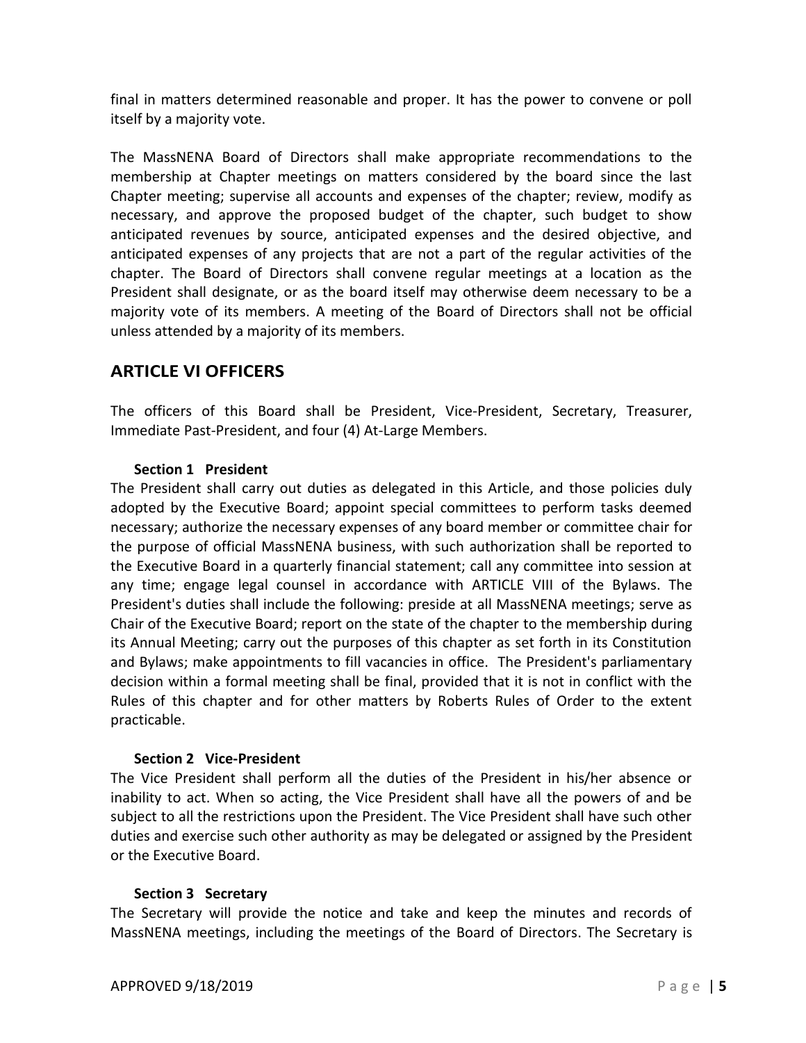final in matters determined reasonable and proper. It has the power to convene or poll itself by a majority vote.

The MassNENA Board of Directors shall make appropriate recommendations to the membership at Chapter meetings on matters considered by the board since the last Chapter meeting; supervise all accounts and expenses of the chapter; review, modify as necessary, and approve the proposed budget of the chapter, such budget to show anticipated revenues by source, anticipated expenses and the desired objective, and anticipated expenses of any projects that are not a part of the regular activities of the chapter. The Board of Directors shall convene regular meetings at a location as the President shall designate, or as the board itself may otherwise deem necessary to be a majority vote of its members. A meeting of the Board of Directors shall not be official unless attended by a majority of its members.

## ARTICLE VI OFFICERS

The officers of this Board shall be President, Vice-President, Secretary, Treasurer, Immediate Past-President, and four (4) At-Large Members.

### Section 1 President

The President shall carry out duties as delegated in this Article, and those policies duly adopted by the Executive Board; appoint special committees to perform tasks deemed necessary; authorize the necessary expenses of any board member or committee chair for the purpose of official MassNENA business, with such authorization shall be reported to the Executive Board in a quarterly financial statement; call any committee into session at any time; engage legal counsel in accordance with ARTICLE VIII of the Bylaws. The President's duties shall include the following: preside at all MassNENA meetings; serve as Chair of the Executive Board; report on the state of the chapter to the membership during its Annual Meeting; carry out the purposes of this chapter as set forth in its Constitution and Bylaws; make appointments to fill vacancies in office. The President's parliamentary decision within a formal meeting shall be final, provided that it is not in conflict with the Rules of this chapter and for other matters by Roberts Rules of Order to the extent practicable.

### Section 2 Vice-President

The Vice President shall perform all the duties of the President in his/her absence or inability to act. When so acting, the Vice President shall have all the powers of and be subject to all the restrictions upon the President. The Vice President shall have such other duties and exercise such other authority as may be delegated or assigned by the President or the Executive Board.

### Section 3 Secretary

The Secretary will provide the notice and take and keep the minutes and records of MassNENA meetings, including the meetings of the Board of Directors. The Secretary is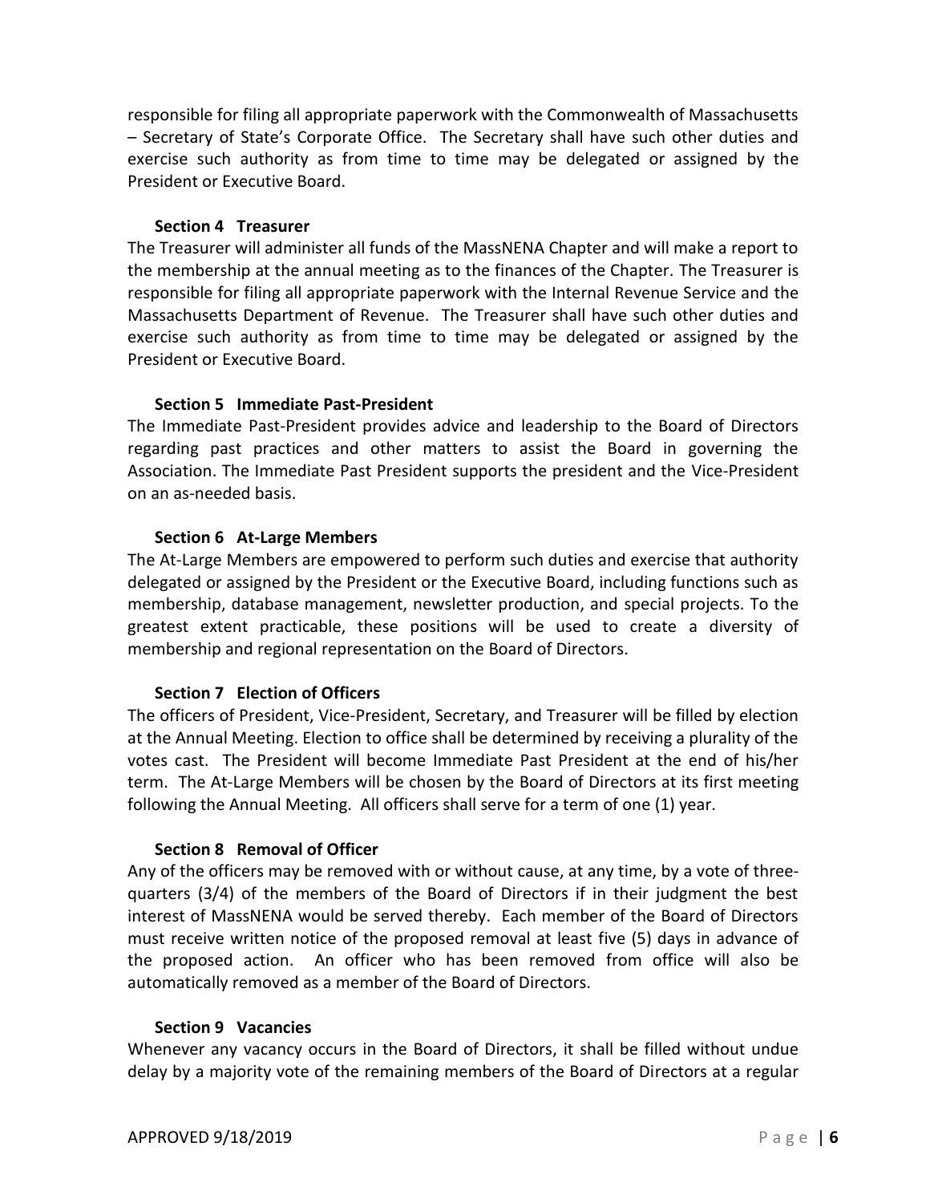responsible for filing all appropriate paperwork with the Commonwealth of Massachusetts – Secretary of State's Corporate Office. The Secretary shall have such other duties and exercise such authority as from time to time may be delegated or assigned by the President or Executive Board.

**Section 4 Treasurer**

The Treasurer will administer all funds of the MassNENA Chapter and will make a report to the membership at the annual meeting as to the finances of the Chapter. The Treasurer is responsible for filing all appropriate paperwork with the Internal Revenue Service and the Massachusetts Department of Revenue. The Treasurer shall have such other duties and exercise such authority as from time to time may be delegated or assigned by the President or Executive Board.

**Section 5 Immediate Past-President**

The Immediate Past-President provides advice and leadership to the Board of Directors regarding past practices and other matters to assist the Board in governing the Association. The Immediate Past President supports the president and the Vice-President on an as-needed basis.

**Section 6 At-Large Members**

The At-Large Members are empowered to perform such duties and exercise that authority delegated or assigned by the President or the Executive Board, including functions such as membership, database management, newsletter production, and special projects. To the greatest extent practicable, these positions will be used to create a diversity of membership and regional representation on the Board of Directors.

**Section 7 Election of Officers**

The officers of President, Vice-President, Secretary, and Treasurer will be filled by election at the Annual Meeting. Election to office shall be determined by receiving a plurality of the votes cast. The President will become Immediate Past President at the end of his/her term. The At-Large Members will be chosen by the Board of Directors at its first meeting following the Annual Meeting. All officers shall serve for a term of one (1) year.

**Section 8 Removal of Officer**

Any of the officers may be removed with or without cause, at any time, by a vote of three-quarters (3/4) of the members of the Board of Directors if in their judgment the best interest of MassNENA would be served thereby. Each member of the Board of Directors must receive written notice of the proposed removal at least five (5) days in advance of the proposed action. An officer who has been removed from office will also be automatically removed as a member of the Board of Directors.

**Section 9 Vacancies**

Whenever any vacancy occurs in the Board of Directors, it shall be filled without undue delay by a majority vote of the remaining members of the Board of Directors at a regular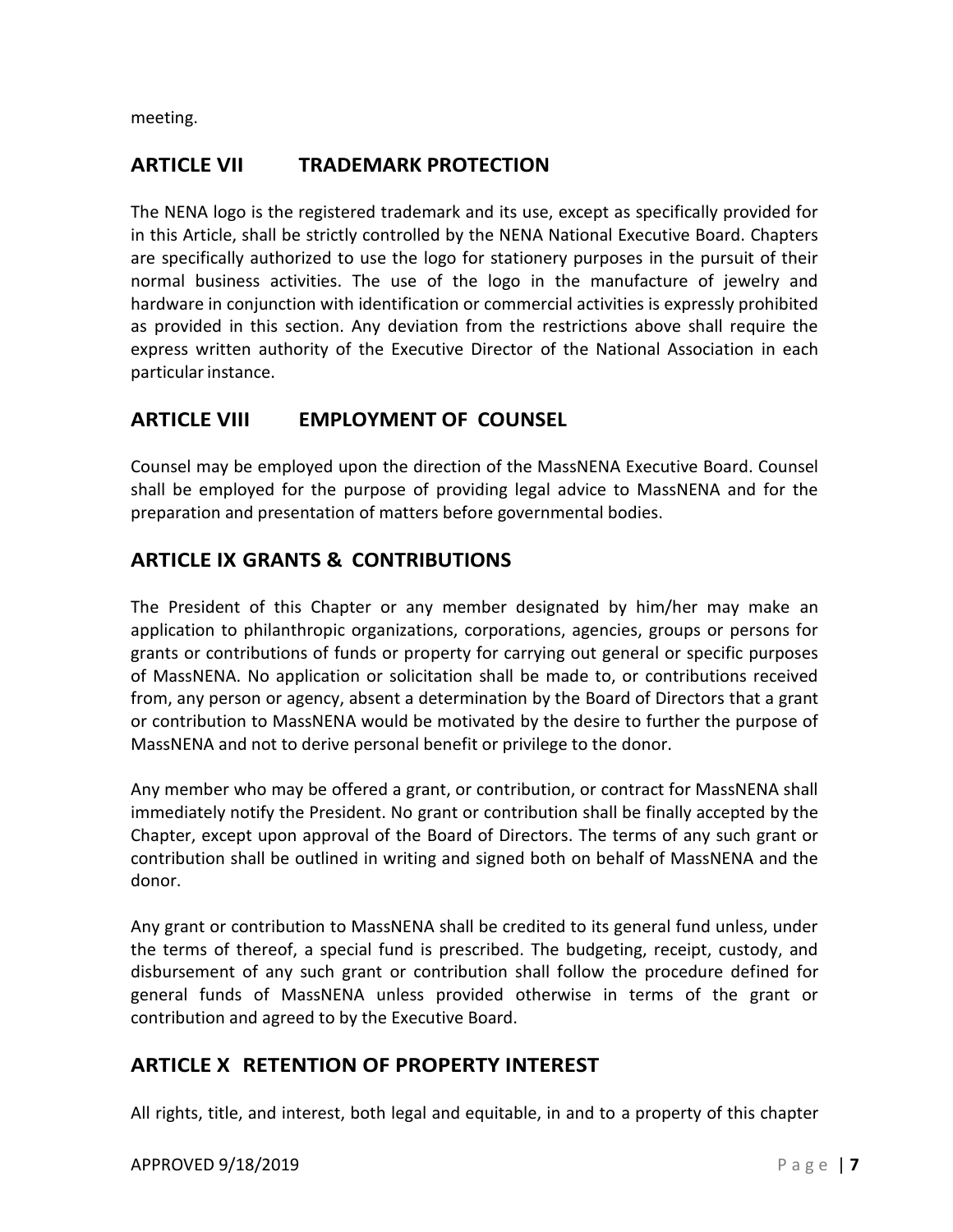meeting.

## ARTICLE VII TRADEMARK PROTECTION

The NENA logo is the registered trademark and its use, except as specifically provided for in this Article, shall be strictly controlled by the NENA National Executive Board. Chapters are specifically authorized to use the logo for stationery purposes in the pursuit of their normal business activities. The use of the logo in the manufacture of jewelry and hardware in conjunction with identification or commercial activities is expressly prohibited as provided in this section. Any deviation from the restrictions above shall require the express written authority of the Executive Director of the National Association in each particular instance.

## ARTICLE VIII EMPLOYMENT OF COUNSEL

Counsel may be employed upon the direction of the MassNENA Executive Board. Counsel shall be employed for the purpose of providing legal advice to MassNENA and for the preparation and presentation of matters before governmental bodies.

## ARTICLE IX GRANTS & CONTRIBUTIONS

The President of this Chapter or any member designated by him/her may make an application to philanthropic organizations, corporations, agencies, groups or persons for grants or contributions of funds or property for carrying out general or specific purposes of MassNENA. No application or solicitation shall be made to, or contributions received from, any person or agency, absent a determination by the Board of Directors that a grant or contribution to MassNENA would be motivated by the desire to further the purpose of MassNENA and not to derive personal benefit or privilege to the donor.

Any member who may be offered a grant, or contribution, or contract for MassNENA shall immediately notify the President. No grant or contribution shall be finally accepted by the Chapter, except upon approval of the Board of Directors. The terms of any such grant or contribution shall be outlined in writing and signed both on behalf of MassNENA and the donor.

Any grant or contribution to MassNENA shall be credited to its general fund unless, under the terms of thereof, a special fund is prescribed. The budgeting, receipt, custody, and disbursement of any such grant or contribution shall follow the procedure defined for general funds of MassNENA unless provided otherwise in terms of the grant or contribution and agreed to by the Executive Board.

## ARTICLE X RETENTION OF PROPERTY INTEREST

All rights, title, and interest, both legal and equitable, in and to a property of this chapter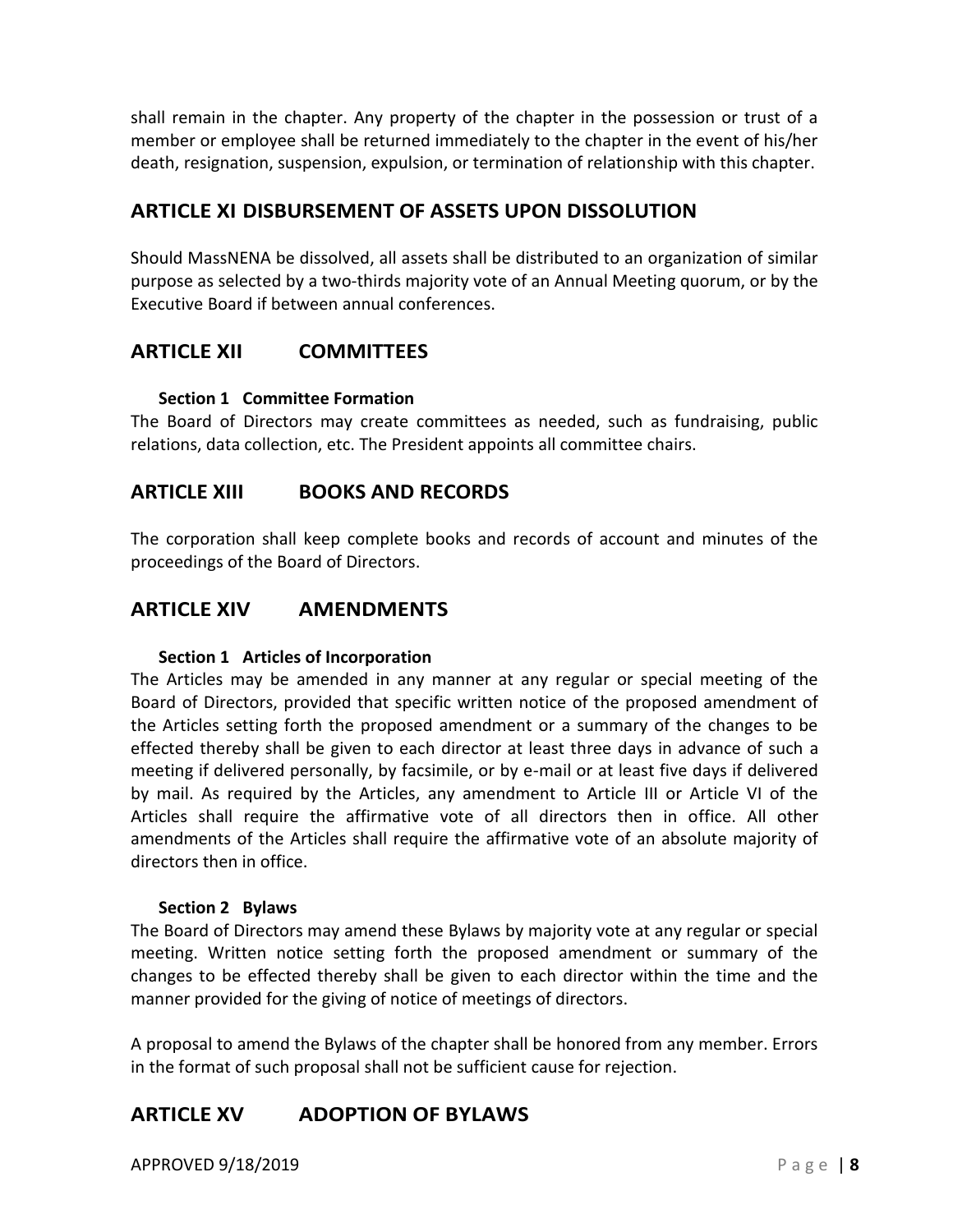shall remain in the chapter. Any property of the chapter in the possession or trust of a member or employee shall be returned immediately to the chapter in the event of his/her death, resignation, suspension, expulsion, or termination of relationship with this chapter.

## ARTICLE XI DISBURSEMENT OF ASSETS UPON DISSOLUTION

Should MassNENA be dissolved, all assets shall be distributed to an organization of similar purpose as selected by a two-thirds majority vote of an Annual Meeting quorum, or by the Executive Board if between annual conferences.

## ARTICLE XII COMMITTEES

**Section 1 Committee Formation**

The Board of Directors may create committees as needed, such as fundraising, public relations, data collection, etc. The President appoints all committee chairs.

## ARTICLE XIII BOOKS AND RECORDS

The corporation shall keep complete books and records of account and minutes of the proceedings of the Board of Directors.

## ARTICLE XIV AMENDMENTS

**Section 1 Articles of Incorporation**

The Articles may be amended in any manner at any regular or special meeting of the Board of Directors, provided that specific written notice of the proposed amendment of the Articles setting forth the proposed amendment or a summary of the changes to be effected thereby shall be given to each director at least three days in advance of such a meeting if delivered personally, by facsimile, or by e-mail or at least five days if delivered by mail. As required by the Articles, any amendment to Article III or Article VI of the Articles shall require the affirmative vote of all directors then in office. All other amendments of the Articles shall require the affirmative vote of an absolute majority of directors then in office.

**Section 2 Bylaws**

The Board of Directors may amend these Bylaws by majority vote at any regular or special meeting. Written notice setting forth the proposed amendment or summary of the changes to be effected thereby shall be given to each director within the time and the manner provided for the giving of notice of meetings of directors.

A proposal to amend the Bylaws of the chapter shall be honored from any member. Errors in the format of such proposal shall not be sufficient cause for rejection.

## ARTICLE XV ADOPTION OF BYLAWS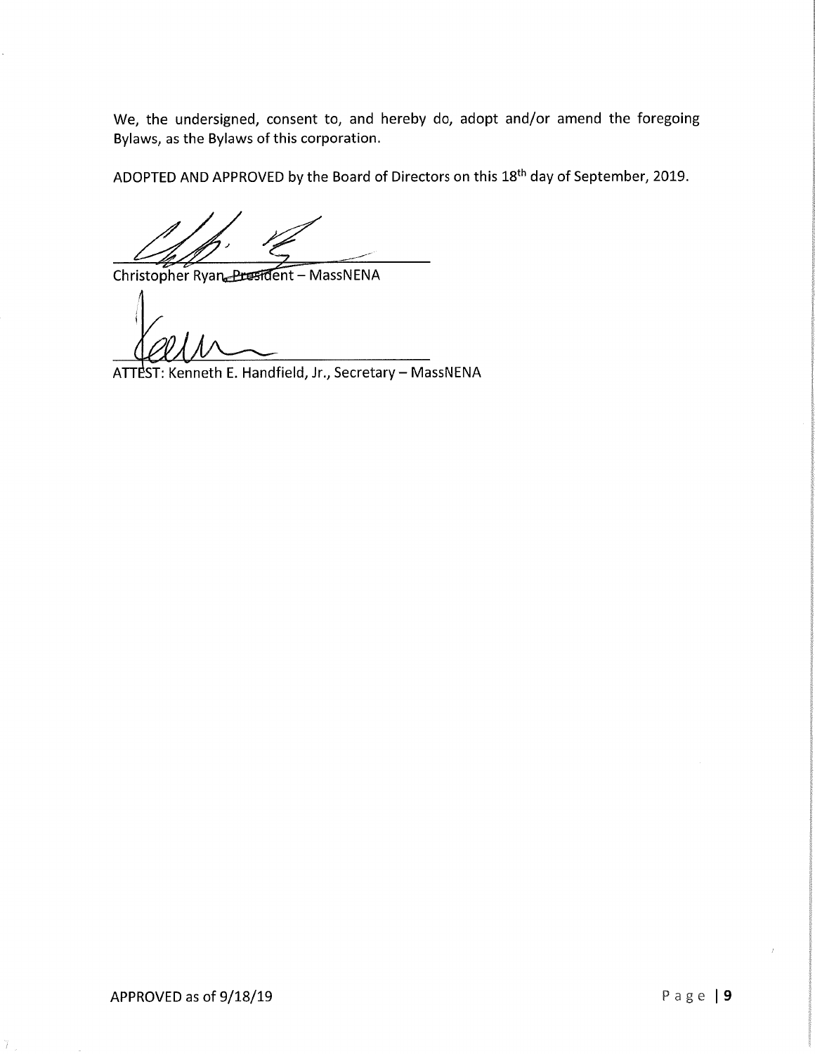We, the undersigned, consent to, and hereby do, adopt and/or amend the foregoing Bylaws, as the Bylaws of this corporation.

ADOPTED AND APPROVED by the Board of Directors on this 18th day of September, 2019.

Christopher Ryan, President – MassNENA

ATTEST: Kenneth E. Handfield, Jr., Secretary – MassNENA

APPROVED as of 9/18/19